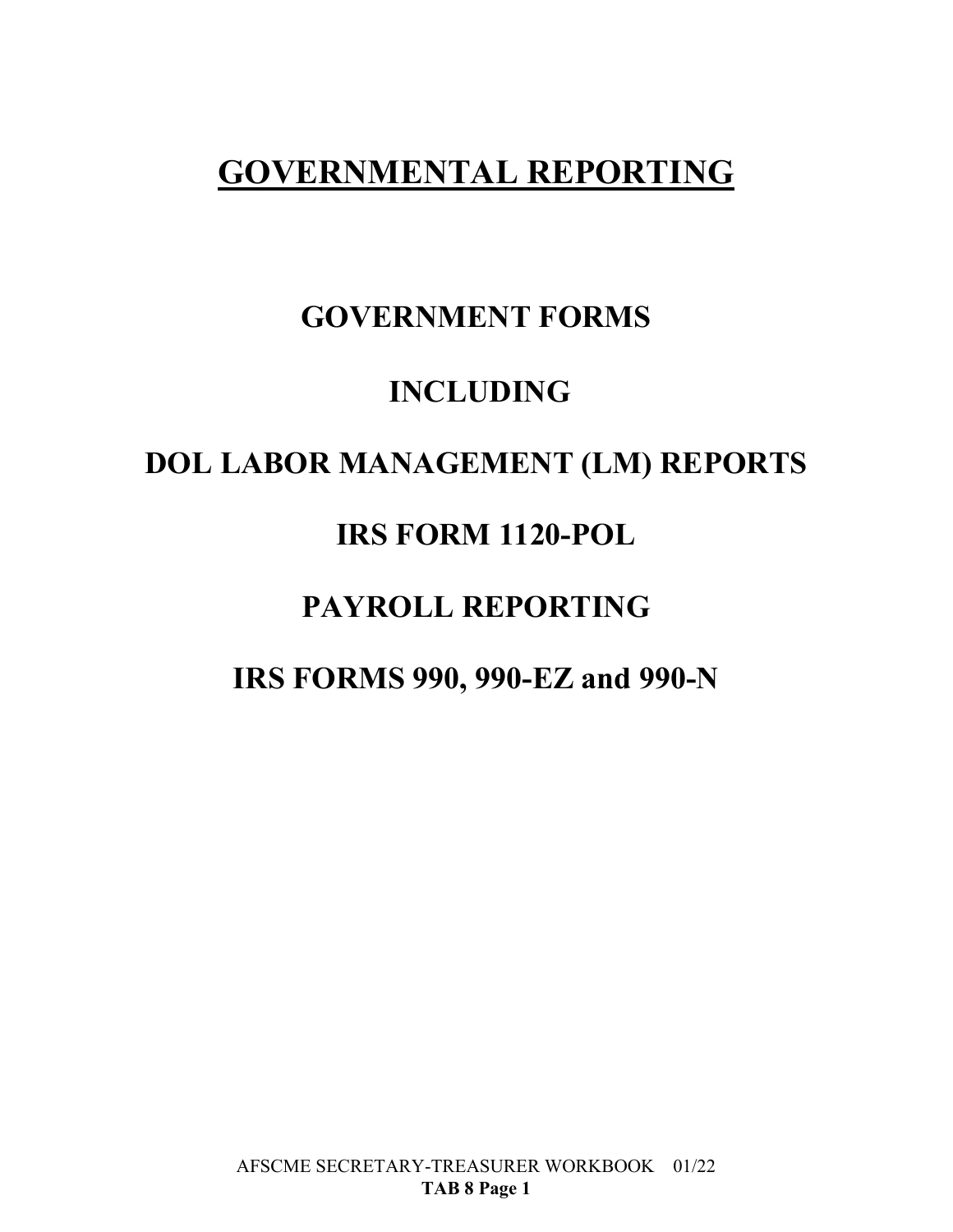# GOVERNMENTAL REPORTING

## GOVERNMENT FORMS

## INCLUDING

## DOL LABOR MANAGEMENT (LM) REPORTS

## IRS FORM 1120-POL

## PAYROLL REPORTING

## IRS FORMS 990, 990-EZ and 990-N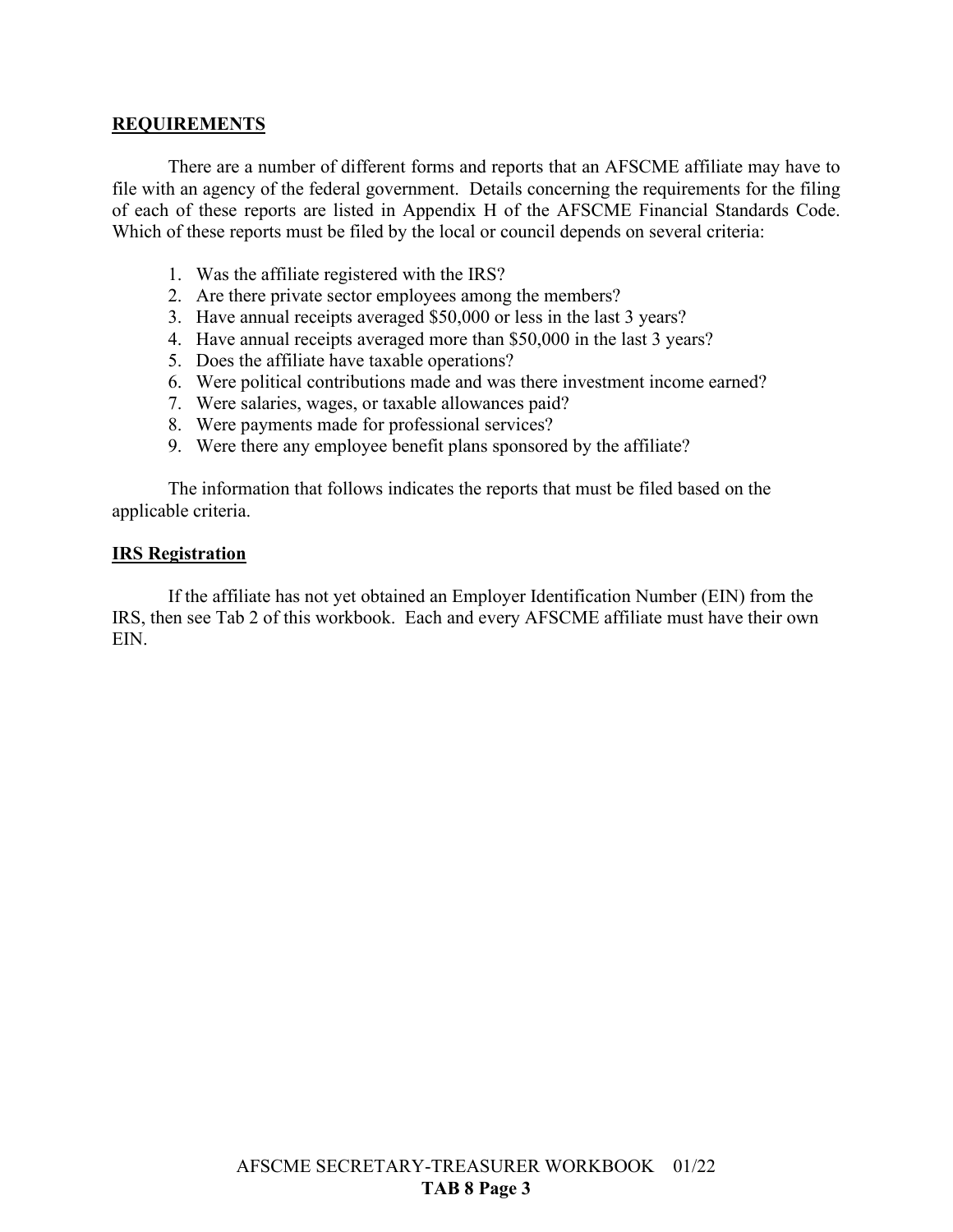## REQUIREMENTS

There are a number of different forms and reports that an AFSCME affiliate may have to file with an agency of the federal government. Details concerning the requirements for the filing of each of these reports are listed in Appendix H of the AFSCME Financial Standards Code. Which of these reports must be filed by the local or council depends on several criteria:

1. Was the affiliate registered with the IRS?
2. Are there private sector employees among the members?
3. Have annual receipts averaged $50,000 or less in the last 3 years?
4. Have annual receipts averaged more than $50,000 in the last 3 years?
5. Does the affiliate have taxable operations?
6. Were political contributions made and was there investment income earned?
7. Were salaries, wages, or taxable allowances paid?
8. Were payments made for professional services?
9. Were there any employee benefit plans sponsored by the affiliate?

The information that follows indicates the reports that must be filed based on the applicable criteria.

## IRS Registration

If the affiliate has not yet obtained an Employer Identification Number (EIN) from the IRS, then see Tab 2 of this workbook. Each and every AFSCME affiliate must have their own EIN.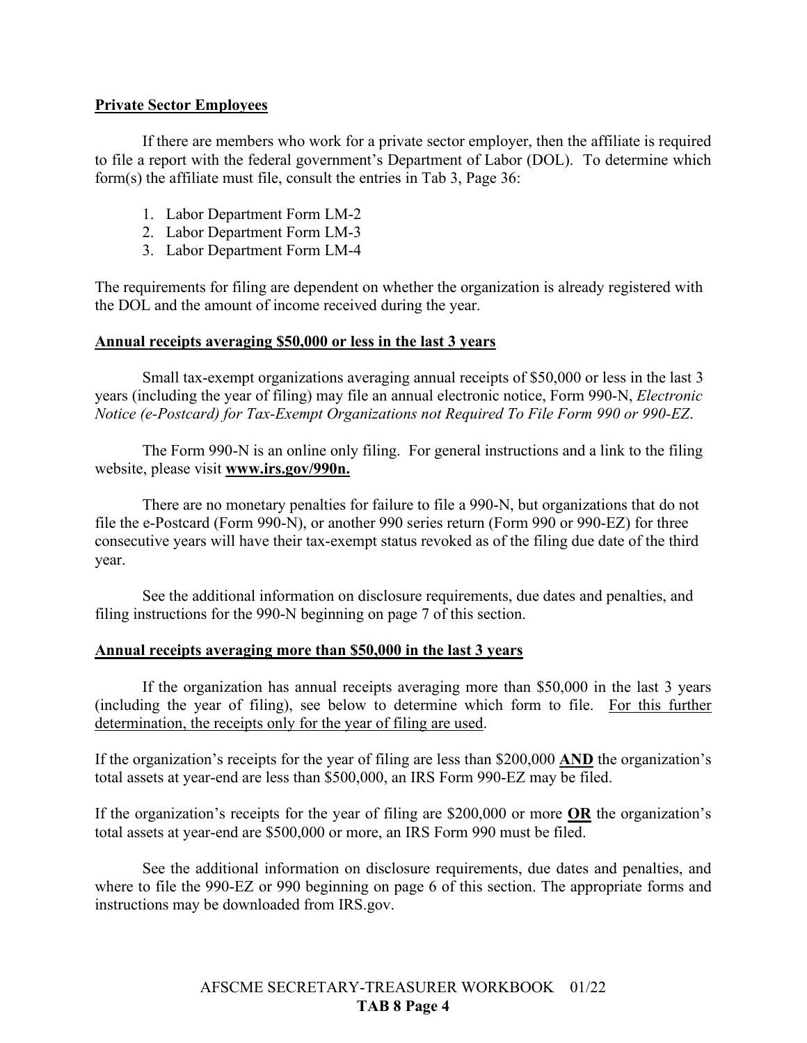## Private Sector Employees

If there are members who work for a private sector employer, then the affiliate is required to file a report with the federal government's Department of Labor (DOL). To determine which form(s) the affiliate must file, consult the entries in Tab 3, Page 36:

1. Labor Department Form LM-2
2. Labor Department Form LM-3
3. Labor Department Form LM-4

The requirements for filing are dependent on whether the organization is already registered with the DOL and the amount of income received during the year.

## Annual receipts averaging $50,000 or less in the last 3 years

Small tax-exempt organizations averaging annual receipts of $50,000 or less in the last 3 years (including the year of filing) may file an annual electronic notice, Form 990-N, *Electronic Notice (e-Postcard) for Tax-Exempt Organizations not Required To File Form 990 or 990-EZ*.

The Form 990-N is an online only filing. For general instructions and a link to the filing website, please visit **www.irs.gov/990n.**

There are no monetary penalties for failure to file a 990-N, but organizations that do not file the e-Postcard (Form 990-N), or another 990 series return (Form 990 or 990-EZ) for three consecutive years will have their tax-exempt status revoked as of the filing due date of the third year.

See the additional information on disclosure requirements, due dates and penalties, and filing instructions for the 990-N beginning on page 7 of this section.

## Annual receipts averaging more than $50,000 in the last 3 years

If the organization has annual receipts averaging more than $50,000 in the last 3 years (including the year of filing), see below to determine which form to file. For this further determination, the receipts only for the year of filing are used.

If the organization's receipts for the year of filing are less than $200,000 **AND** the organization's total assets at year-end are less than $500,000, an IRS Form 990-EZ may be filed.

If the organization's receipts for the year of filing are $200,000 or more **OR** the organization's total assets at year-end are $500,000 or more, an IRS Form 990 must be filed.

See the additional information on disclosure requirements, due dates and penalties, and where to file the 990-EZ or 990 beginning on page 6 of this section. The appropriate forms and instructions may be downloaded from IRS.gov.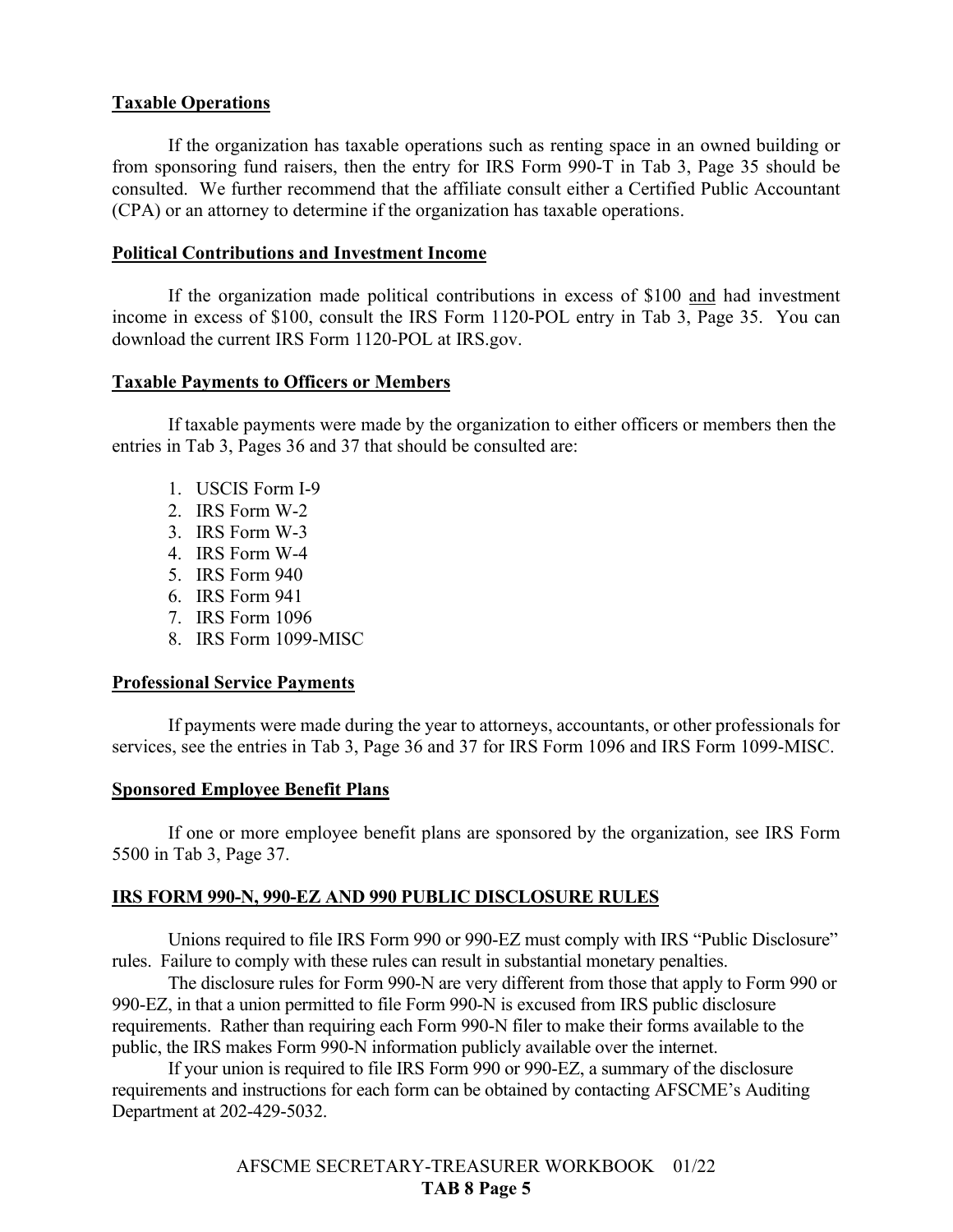## Taxable Operations

If the organization has taxable operations such as renting space in an owned building or from sponsoring fund raisers, then the entry for IRS Form 990-T in Tab 3, Page 35 should be consulted. We further recommend that the affiliate consult either a Certified Public Accountant (CPA) or an attorney to determine if the organization has taxable operations.

## Political Contributions and Investment Income

If the organization made political contributions in excess of \$100 and had investment income in excess of \$100, consult the IRS Form 1120-POL entry in Tab 3, Page 35. You can download the current IRS Form 1120-POL at IRS.gov.

## Taxable Payments to Officers or Members

If taxable payments were made by the organization to either officers or members then the entries in Tab 3, Pages 36 and 37 that should be consulted are:

1. USCIS Form I-9
2. IRS Form W-2
3. IRS Form W-3
4. IRS Form W-4
5. IRS Form 940
6. IRS Form 941
7. IRS Form 1096
8. IRS Form 1099-MISC

## Professional Service Payments

If payments were made during the year to attorneys, accountants, or other professionals for services, see the entries in Tab 3, Page 36 and 37 for IRS Form 1096 and IRS Form 1099-MISC.

## Sponsored Employee Benefit Plans

If one or more employee benefit plans are sponsored by the organization, see IRS Form 5500 in Tab 3, Page 37.

## IRS FORM 990-N, 990-EZ AND 990 PUBLIC DISCLOSURE RULES

Unions required to file IRS Form 990 or 990-EZ must comply with IRS "Public Disclosure" rules. Failure to comply with these rules can result in substantial monetary penalties.

The disclosure rules for Form 990-N are very different from those that apply to Form 990 or 990-EZ, in that a union permitted to file Form 990-N is excused from IRS public disclosure requirements. Rather than requiring each Form 990-N filer to make their forms available to the public, the IRS makes Form 990-N information publicly available over the internet.

If your union is required to file IRS Form 990 or 990-EZ, a summary of the disclosure requirements and instructions for each form can be obtained by contacting AFSCME's Auditing Department at 202-429-5032.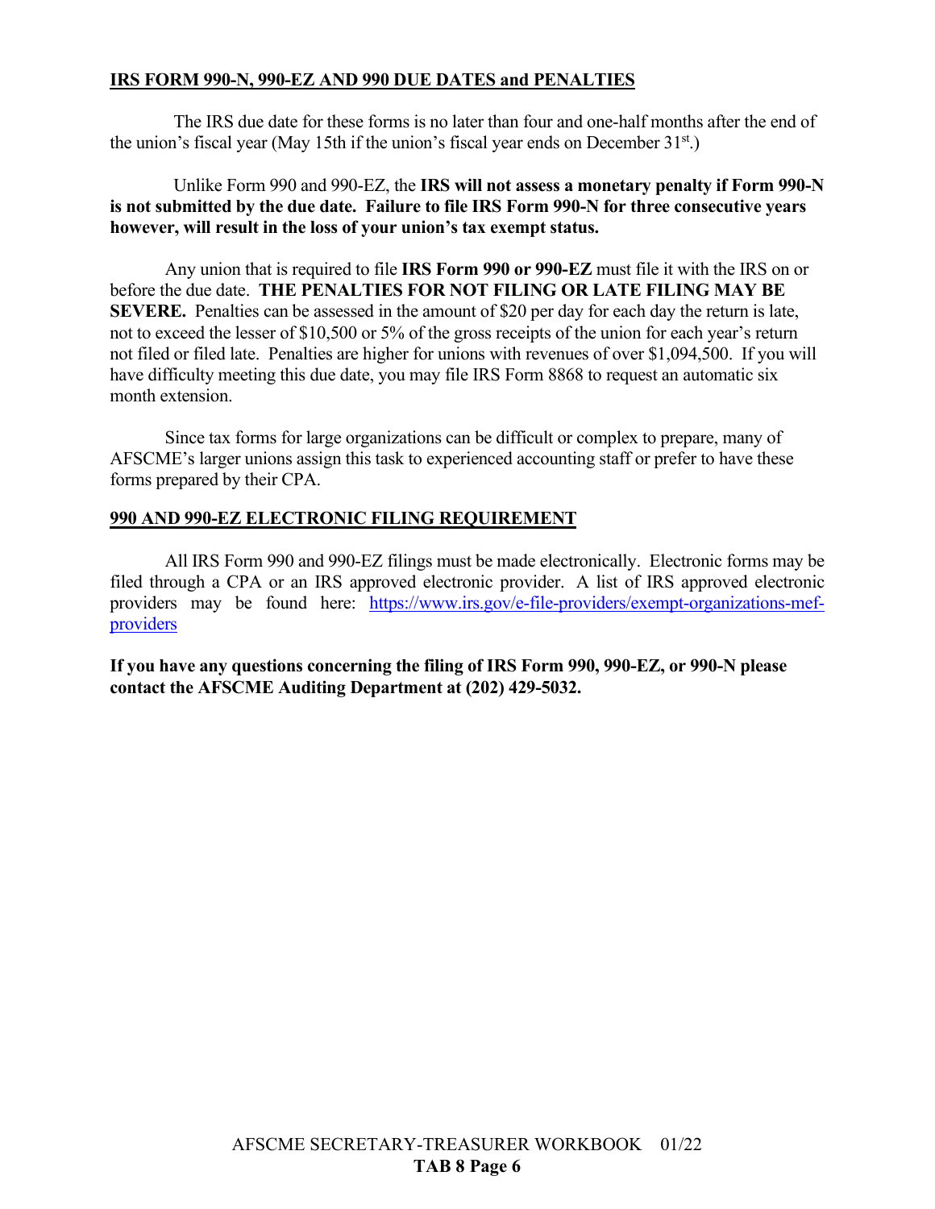## IRS FORM 990-N, 990-EZ AND 990 DUE DATES and PENALTIES

The IRS due date for these forms is no later than four and one-half months after the end of the union's fiscal year (May 15th if the union's fiscal year ends on December 31st.)

Unlike Form 990 and 990-EZ, the **IRS will not assess a monetary penalty if Form 990-N is not submitted by the due date. Failure to file IRS Form 990-N for three consecutive years however, will result in the loss of your union's tax exempt status.**

Any union that is required to file **IRS Form 990 or 990-EZ** must file it with the IRS on or before the due date. **THE PENALTIES FOR NOT FILING OR LATE FILING MAY BE SEVERE.** Penalties can be assessed in the amount of $20 per day for each day the return is late, not to exceed the lesser of $10,500 or 5% of the gross receipts of the union for each year's return not filed or filed late. Penalties are higher for unions with revenues of over $1,094,500. If you will have difficulty meeting this due date, you may file IRS Form 8868 to request an automatic six month extension.

Since tax forms for large organizations can be difficult or complex to prepare, many of AFSCME's larger unions assign this task to experienced accounting staff or prefer to have these forms prepared by their CPA.

## 990 AND 990-EZ ELECTRONIC FILING REQUIREMENT

All IRS Form 990 and 990-EZ filings must be made electronically. Electronic forms may be filed through a CPA or an IRS approved electronic provider. A list of IRS approved electronic providers may be found here: https://www.irs.gov/e-file-providers/exempt-organizations-mef-providers

**If you have any questions concerning the filing of IRS Form 990, 990-EZ, or 990-N please contact the AFSCME Auditing Department at (202) 429-5032.**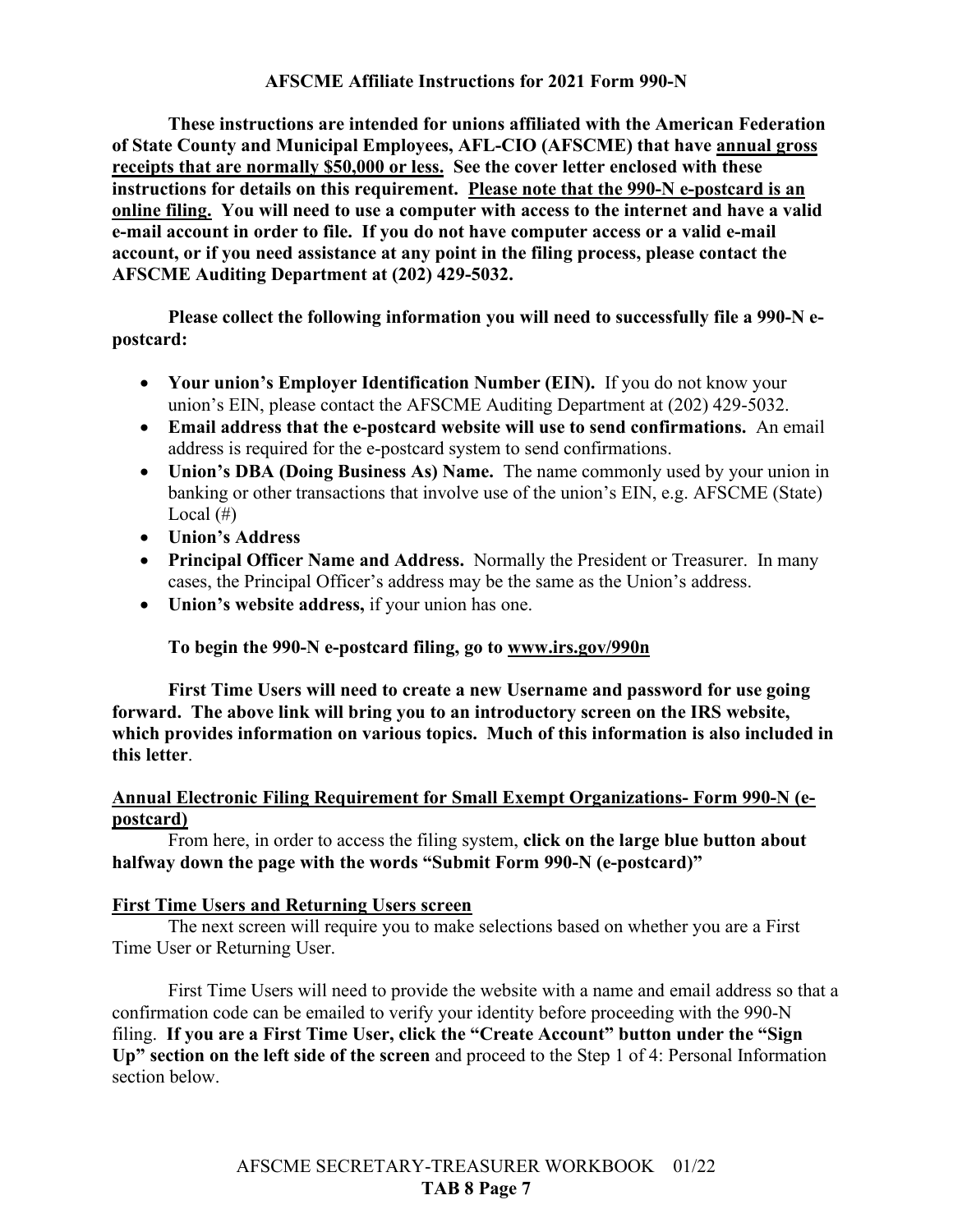## AFSCME Affiliate Instructions for 2021 Form 990-N

**These instructions are intended for unions affiliated with the American Federation of State County and Municipal Employees, AFL-CIO (AFSCME) that have annual gross receipts that are normally $50,000 or less. See the cover letter enclosed with these instructions for details on this requirement. Please note that the 990-N e-postcard is an online filing. You will need to use a computer with access to the internet and have a valid e-mail account in order to file. If you do not have computer access or a valid e-mail account, or if you need assistance at any point in the filing process, please contact the AFSCME Auditing Department at (202) 429-5032.**

**Please collect the following information you will need to successfully file a 990-N e-postcard:**

- **Your union's Employer Identification Number (EIN).** If you do not know your union's EIN, please contact the AFSCME Auditing Department at (202) 429-5032.
- **Email address that the e-postcard website will use to send confirmations.** An email address is required for the e-postcard system to send confirmations.
- **Union's DBA (Doing Business As) Name.** The name commonly used by your union in banking or other transactions that involve use of the union's EIN, e.g. AFSCME (State) Local (#)
- **Union's Address**
- **Principal Officer Name and Address.** Normally the President or Treasurer. In many cases, the Principal Officer's address may be the same as the Union's address.
- **Union's website address,** if your union has one.

**To begin the 990-N e-postcard filing, go to www.irs.gov/990n**

**First Time Users will need to create a new Username and password for use going forward. The above link will bring you to an introductory screen on the IRS website, which provides information on various topics. Much of this information is also included in this letter**.

### Annual Electronic Filing Requirement for Small Exempt Organizations- Form 990-N (e-postcard)

From here, in order to access the filing system, **click on the large blue button about halfway down the page with the words "Submit Form 990-N (e-postcard)"**

### First Time Users and Returning Users screen

The next screen will require you to make selections based on whether you are a First Time User or Returning User.

First Time Users will need to provide the website with a name and email address so that a confirmation code can be emailed to verify your identity before proceeding with the 990-N filing. **If you are a First Time User, click the "Create Account" button under the "Sign Up" section on the left side of the screen** and proceed to the Step 1 of 4: Personal Information section below.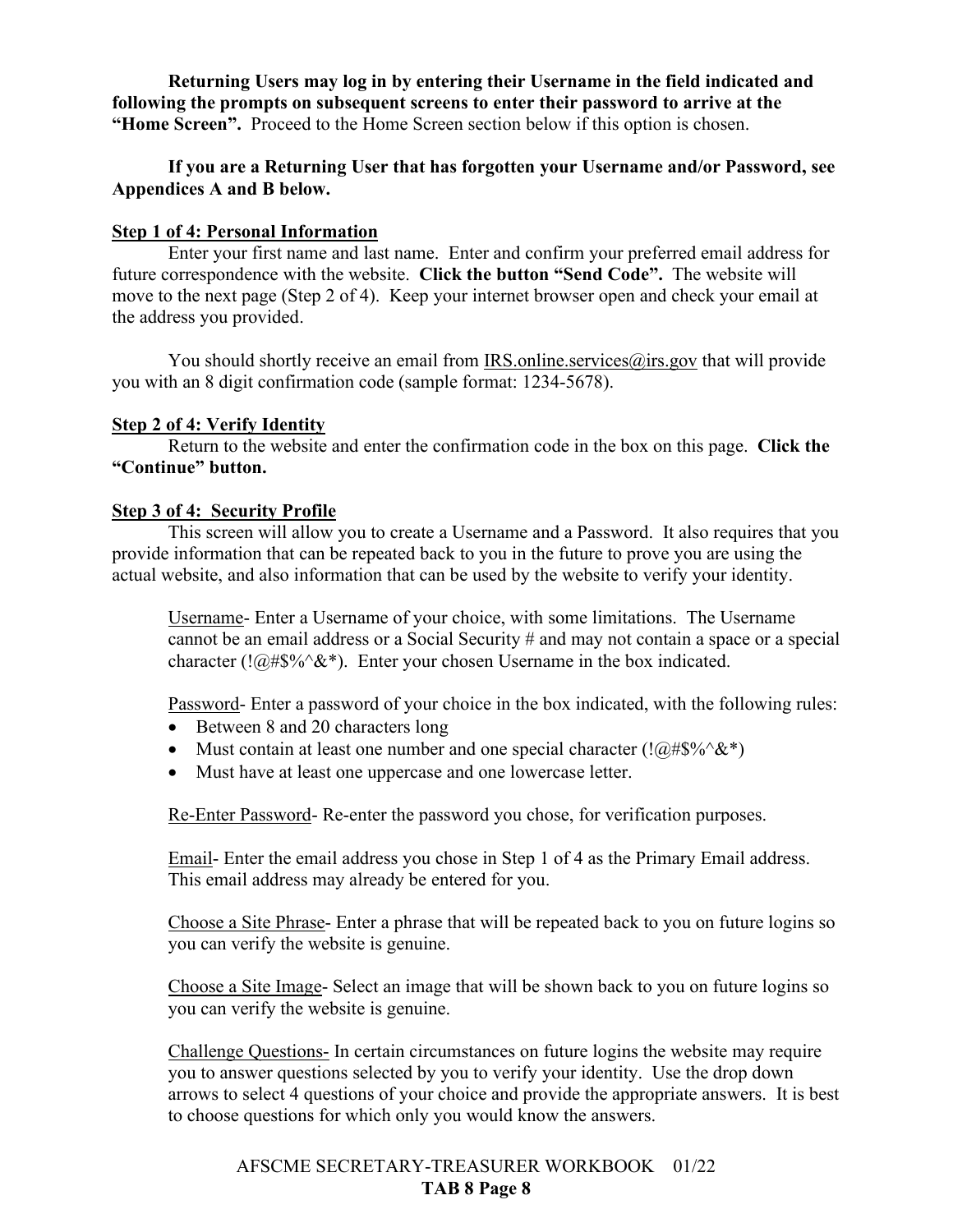**Returning Users may log in by entering their Username in the field indicated and following the prompts on subsequent screens to enter their password to arrive at the "Home Screen".** Proceed to the Home Screen section below if this option is chosen.

**If you are a Returning User that has forgotten your Username and/or Password, see Appendices A and B below.**

**Step 1 of 4: Personal Information**

Enter your first name and last name. Enter and confirm your preferred email address for future correspondence with the website. **Click the button "Send Code".** The website will move to the next page (Step 2 of 4). Keep your internet browser open and check your email at the address you provided.

You should shortly receive an email from IRS.online.services@irs.gov that will provide you with an 8 digit confirmation code (sample format: 1234-5678).

**Step 2 of 4: Verify Identity**

Return to the website and enter the confirmation code in the box on this page. **Click the "Continue" button.**

**Step 3 of 4: Security Profile**

This screen will allow you to create a Username and a Password. It also requires that you provide information that can be repeated back to you in the future to prove you are using the actual website, and also information that can be used by the website to verify your identity.

Username- Enter a Username of your choice, with some limitations. The Username cannot be an email address or a Social Security # and may not contain a space or a special character (!@#$%^&*). Enter your chosen Username in the box indicated.

Password- Enter a password of your choice in the box indicated, with the following rules:

- Between 8 and 20 characters long
- Must contain at least one number and one special character (!@#$%^&*)
- Must have at least one uppercase and one lowercase letter.

Re-Enter Password- Re-enter the password you chose, for verification purposes.

Email- Enter the email address you chose in Step 1 of 4 as the Primary Email address. This email address may already be entered for you.

Choose a Site Phrase- Enter a phrase that will be repeated back to you on future logins so you can verify the website is genuine.

Choose a Site Image- Select an image that will be shown back to you on future logins so you can verify the website is genuine.

Challenge Questions- In certain circumstances on future logins the website may require you to answer questions selected by you to verify your identity. Use the drop down arrows to select 4 questions of your choice and provide the appropriate answers. It is best to choose questions for which only you would know the answers.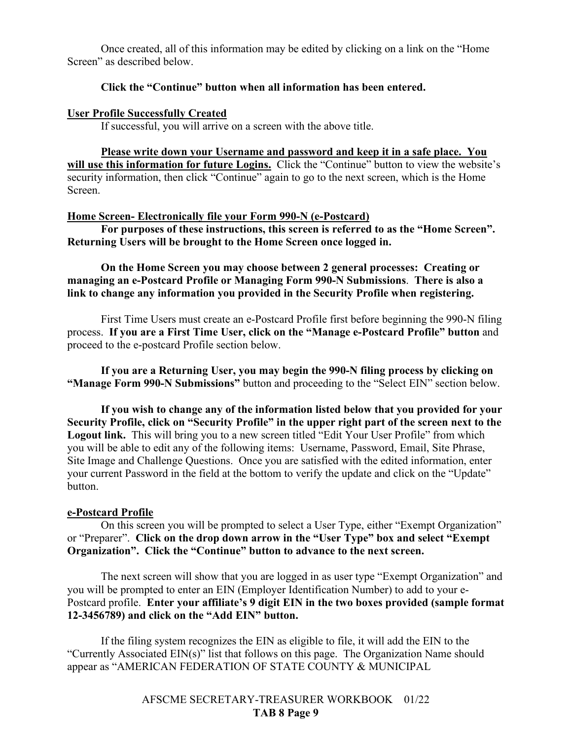Once created, all of this information may be edited by clicking on a link on the "Home Screen" as described below.

**Click the "Continue" button when all information has been entered.**

**User Profile Successfully Created**

If successful, you will arrive on a screen with the above title.

**Please write down your Username and password and keep it in a safe place. You will use this information for future Logins.** Click the "Continue" button to view the website's security information, then click "Continue" again to go to the next screen, which is the Home Screen.

**Home Screen- Electronically file your Form 990-N (e-Postcard)**

**For purposes of these instructions, this screen is referred to as the "Home Screen". Returning Users will be brought to the Home Screen once logged in.**

**On the Home Screen you may choose between 2 general processes: Creating or managing an e-Postcard Profile or Managing Form 990-N Submissions. There is also a link to change any information you provided in the Security Profile when registering.**

First Time Users must create an e-Postcard Profile first before beginning the 990-N filing process. **If you are a First Time User, click on the "Manage e-Postcard Profile" button** and proceed to the e-postcard Profile section below.

**If you are a Returning User, you may begin the 990-N filing process by clicking on "Manage Form 990-N Submissions"** button and proceeding to the "Select EIN" section below.

**If you wish to change any of the information listed below that you provided for your Security Profile, click on "Security Profile" in the upper right part of the screen next to the Logout link.** This will bring you to a new screen titled "Edit Your User Profile" from which you will be able to edit any of the following items: Username, Password, Email, Site Phrase, Site Image and Challenge Questions. Once you are satisfied with the edited information, enter your current Password in the field at the bottom to verify the update and click on the "Update" button.

**e-Postcard Profile**

On this screen you will be prompted to select a User Type, either "Exempt Organization" or "Preparer". **Click on the drop down arrow in the "User Type" box and select "Exempt Organization". Click the "Continue" button to advance to the next screen.**

The next screen will show that you are logged in as user type "Exempt Organization" and you will be prompted to enter an EIN (Employer Identification Number) to add to your e-Postcard profile. **Enter your affiliate's 9 digit EIN in the two boxes provided (sample format 12-3456789) and click on the "Add EIN" button.**

If the filing system recognizes the EIN as eligible to file, it will add the EIN to the "Currently Associated EIN(s)" list that follows on this page. The Organization Name should appear as "AMERICAN FEDERATION OF STATE COUNTY & MUNICIPAL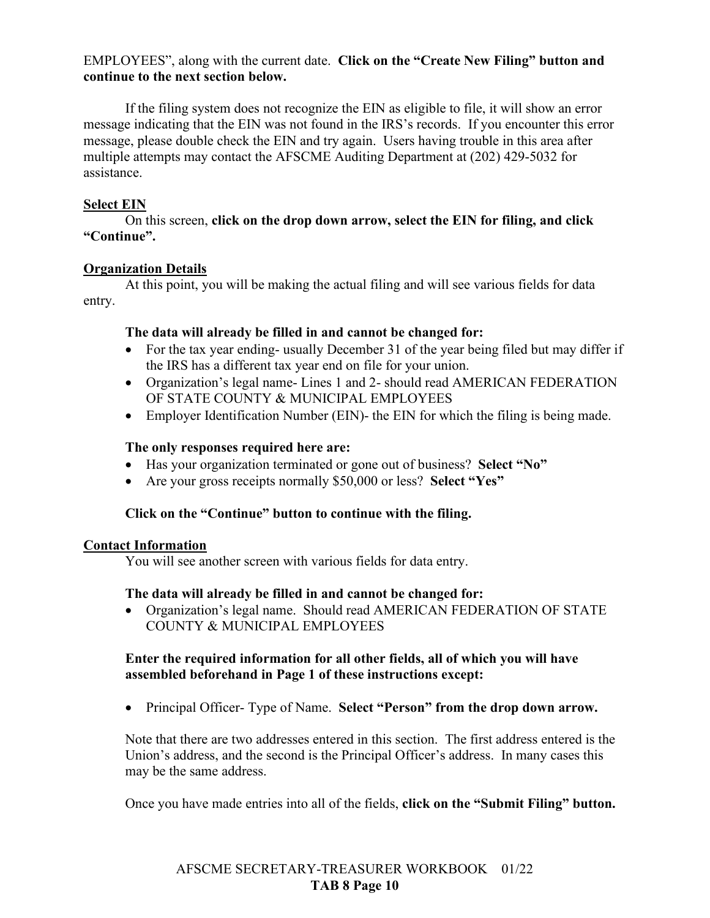EMPLOYEES", along with the current date. **Click on the "Create New Filing" button and continue to the next section below.**

If the filing system does not recognize the EIN as eligible to file, it will show an error message indicating that the EIN was not found in the IRS's records. If you encounter this error message, please double check the EIN and try again. Users having trouble in this area after multiple attempts may contact the AFSCME Auditing Department at (202) 429-5032 for assistance.

<u>**Select EIN**</u>

On this screen, **click on the drop down arrow, select the EIN for filing, and click "Continue".**

<u>**Organization Details**</u>

At this point, you will be making the actual filing and will see various fields for data entry.

**The data will already be filled in and cannot be changed for:**

- For the tax year ending- usually December 31 of the year being filed but may differ if the IRS has a different tax year end on file for your union.
- Organization's legal name- Lines 1 and 2- should read AMERICAN FEDERATION OF STATE COUNTY & MUNICIPAL EMPLOYEES
- Employer Identification Number (EIN)- the EIN for which the filing is being made.

**The only responses required here are:**

- Has your organization terminated or gone out of business? **Select "No"**
- Are your gross receipts normally $50,000 or less? **Select "Yes"**

**Click on the "Continue" button to continue with the filing.**

<u>**Contact Information**</u>

You will see another screen with various fields for data entry.

**The data will already be filled in and cannot be changed for:**

- Organization's legal name. Should read AMERICAN FEDERATION OF STATE COUNTY & MUNICIPAL EMPLOYEES

**Enter the required information for all other fields, all of which you will have assembled beforehand in Page 1 of these instructions except:**

- Principal Officer- Type of Name. **Select "Person" from the drop down arrow.**

Note that there are two addresses entered in this section. The first address entered is the Union's address, and the second is the Principal Officer's address. In many cases this may be the same address.

Once you have made entries into all of the fields, **click on the "Submit Filing" button.**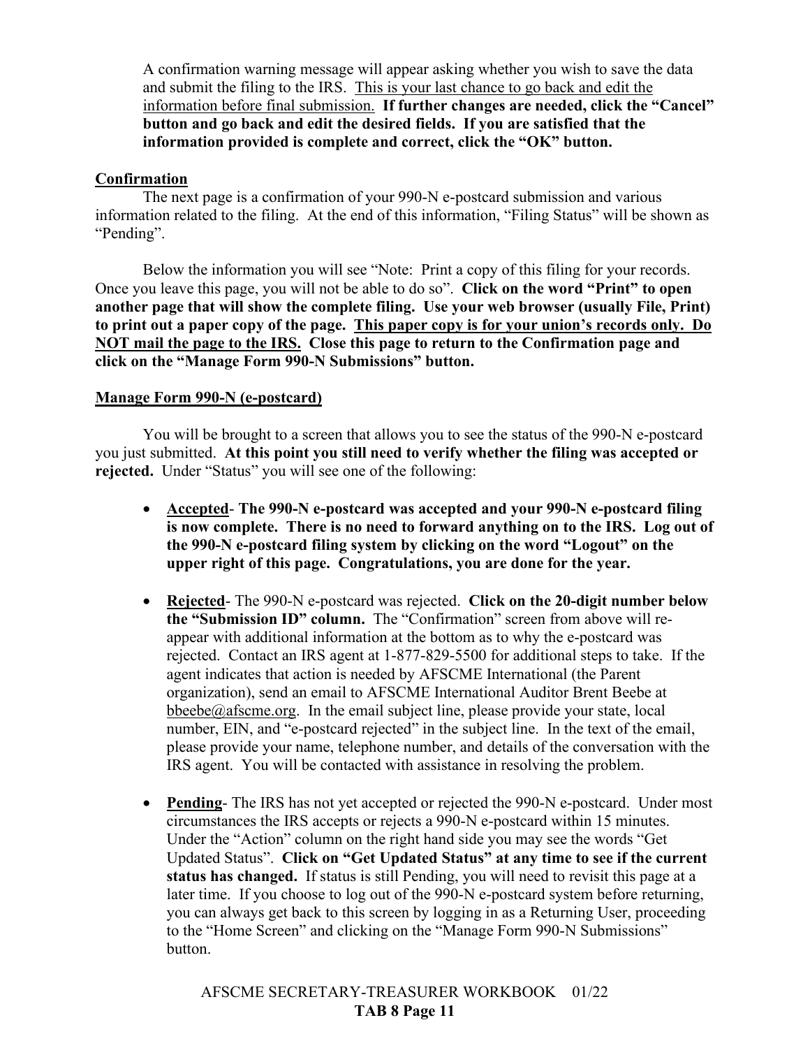A confirmation warning message will appear asking whether you wish to save the data and submit the filing to the IRS. <u>This is your last chance to go back and edit the information before final submission.</u> **If further changes are needed, click the "Cancel" button and go back and edit the desired fields. If you are satisfied that the information provided is complete and correct, click the "OK" button.**

**<u>Confirmation</u>**

The next page is a confirmation of your 990-N e-postcard submission and various information related to the filing. At the end of this information, "Filing Status" will be shown as "Pending".

Below the information you will see "Note: Print a copy of this filing for your records. Once you leave this page, you will not be able to do so". **Click on the word "Print" to open another page that will show the complete filing. Use your web browser (usually File, Print) to print out a paper copy of the page. <u>This paper copy is for your union's records only. Do NOT mail the page to the IRS.</u> Close this page to return to the Confirmation page and click on the "Manage Form 990-N Submissions" button.**

**<u>Manage Form 990-N (e-postcard)</u>**

You will be brought to a screen that allows you to see the status of the 990-N e-postcard you just submitted. **At this point you still need to verify whether the filing was accepted or rejected.** Under "Status" you will see one of the following:

- **<u>Accepted</u>- The 990-N e-postcard was accepted and your 990-N e-postcard filing is now complete. There is no need to forward anything on to the IRS. Log out of the 990-N e-postcard filing system by clicking on the word "Logout" on the upper right of this page. Congratulations, you are done for the year.**

- **<u>Rejected</u>**- The 990-N e-postcard was rejected. **Click on the 20-digit number below the "Submission ID" column.** The "Confirmation" screen from above will re-appear with additional information at the bottom as to why the e-postcard was rejected. Contact an IRS agent at 1-877-829-5500 for additional steps to take. If the agent indicates that action is needed by AFSCME International (the Parent organization), send an email to AFSCME International Auditor Brent Beebe at <u>bbeebe@afscme.org</u>. In the email subject line, please provide your state, local number, EIN, and "e-postcard rejected" in the subject line. In the text of the email, please provide your name, telephone number, and details of the conversation with the IRS agent. You will be contacted with assistance in resolving the problem.

- **<u>Pending</u>**- The IRS has not yet accepted or rejected the 990-N e-postcard. Under most circumstances the IRS accepts or rejects a 990-N e-postcard within 15 minutes. Under the "Action" column on the right hand side you may see the words "Get Updated Status". **Click on "Get Updated Status" at any time to see if the current status has changed.** If status is still Pending, you will need to revisit this page at a later time. If you choose to log out of the 990-N e-postcard system before returning, you can always get back to this screen by logging in as a Returning User, proceeding to the "Home Screen" and clicking on the "Manage Form 990-N Submissions" button.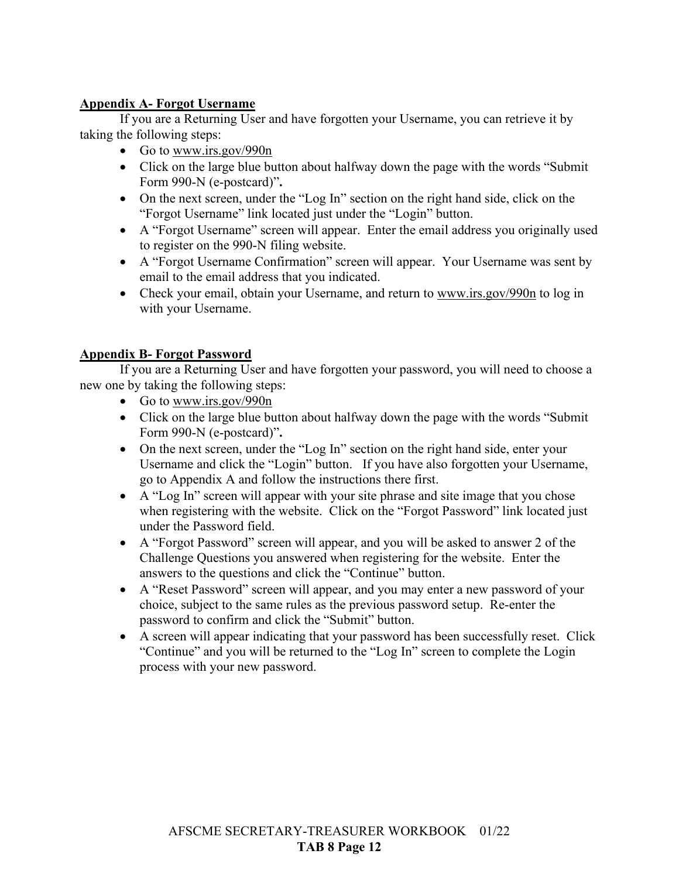**Appendix A- Forgot Username**

If you are a Returning User and have forgotten your Username, you can retrieve it by taking the following steps:

- Go to www.irs.gov/990n
- Click on the large blue button about halfway down the page with the words "Submit Form 990-N (e-postcard)"**.**
- On the next screen, under the "Log In" section on the right hand side, click on the "Forgot Username" link located just under the "Login" button.
- A "Forgot Username" screen will appear. Enter the email address you originally used to register on the 990-N filing website.
- A "Forgot Username Confirmation" screen will appear. Your Username was sent by email to the email address that you indicated.
- Check your email, obtain your Username, and return to www.irs.gov/990n to log in with your Username.

**Appendix B- Forgot Password**

If you are a Returning User and have forgotten your password, you will need to choose a new one by taking the following steps:

- Go to www.irs.gov/990n
- Click on the large blue button about halfway down the page with the words "Submit Form 990-N (e-postcard)"**.**
- On the next screen, under the "Log In" section on the right hand side, enter your Username and click the "Login" button. If you have also forgotten your Username, go to Appendix A and follow the instructions there first.
- A "Log In" screen will appear with your site phrase and site image that you chose when registering with the website. Click on the "Forgot Password" link located just under the Password field.
- A "Forgot Password" screen will appear, and you will be asked to answer 2 of the Challenge Questions you answered when registering for the website. Enter the answers to the questions and click the "Continue" button.
- A "Reset Password" screen will appear, and you may enter a new password of your choice, subject to the same rules as the previous password setup. Re-enter the password to confirm and click the "Submit" button.
- A screen will appear indicating that your password has been successfully reset. Click "Continue" and you will be returned to the "Log In" screen to complete the Login process with your new password.